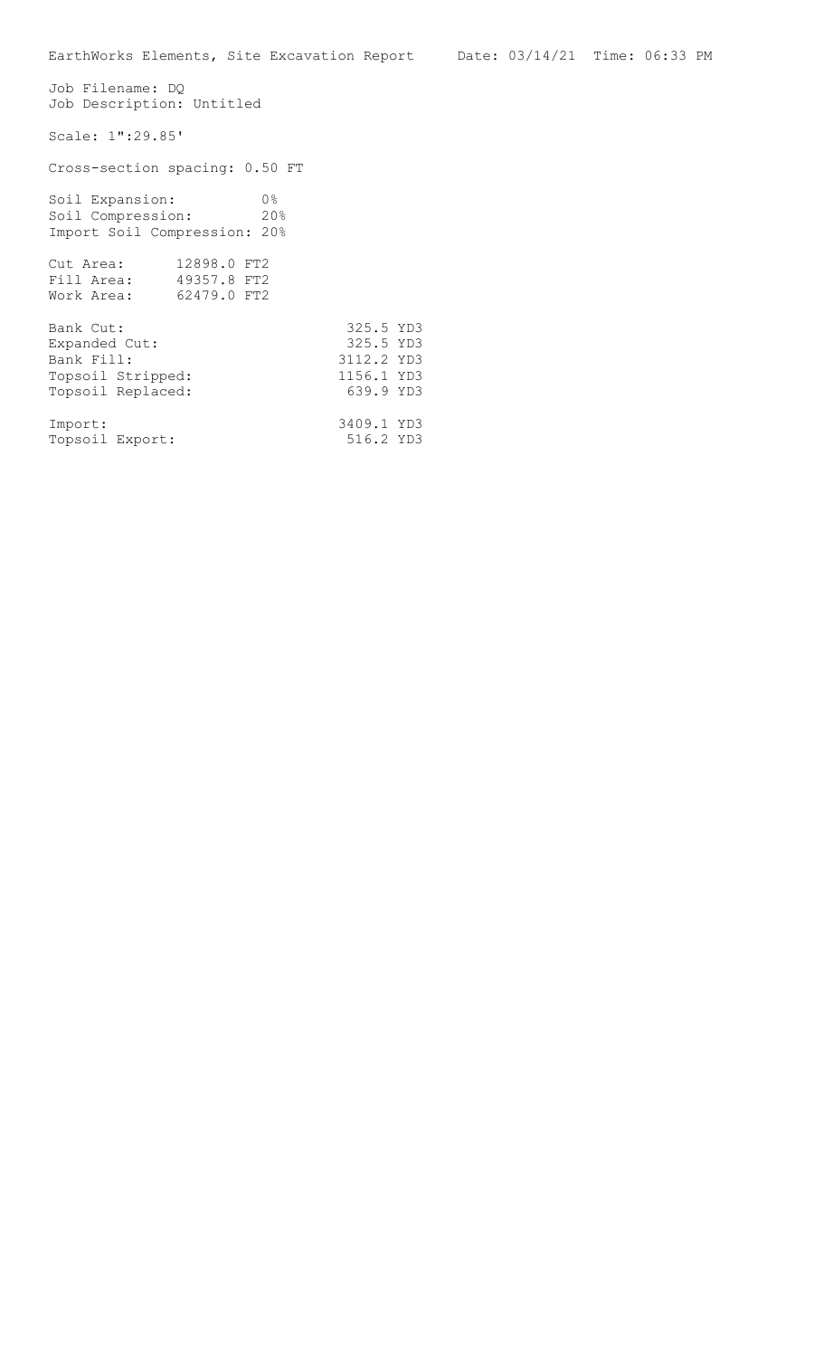EarthWorks Elements, Site Excavation Report    Date: 03/14/21  Time: 06:33 PM

Job Filename: DQ
Job Description: Untitled

Scale: 1":29.85'

Cross-section spacing: 0.50 FT

| | |
|---|---|
| Soil Expansion: | 0% |
| Soil Compression: | 20% |
| Import Soil Compression: | 20% |

| | |
|---|---|
| Cut Area: | 12898.0 FT2 |
| Fill Area: | 49357.8 FT2 |
| Work Area: | 62479.0 FT2 |

| | |
|---|---|
| Bank Cut: | 325.5 YD3 |
| Expanded Cut: | 325.5 YD3 |
| Bank Fill: | 3112.2 YD3 |
| Topsoil Stripped: | 1156.1 YD3 |
| Topsoil Replaced: | 639.9 YD3 |

| | |
|---|---|
| Import: | 3409.1 YD3 |
| Topsoil Export: | 516.2 YD3 |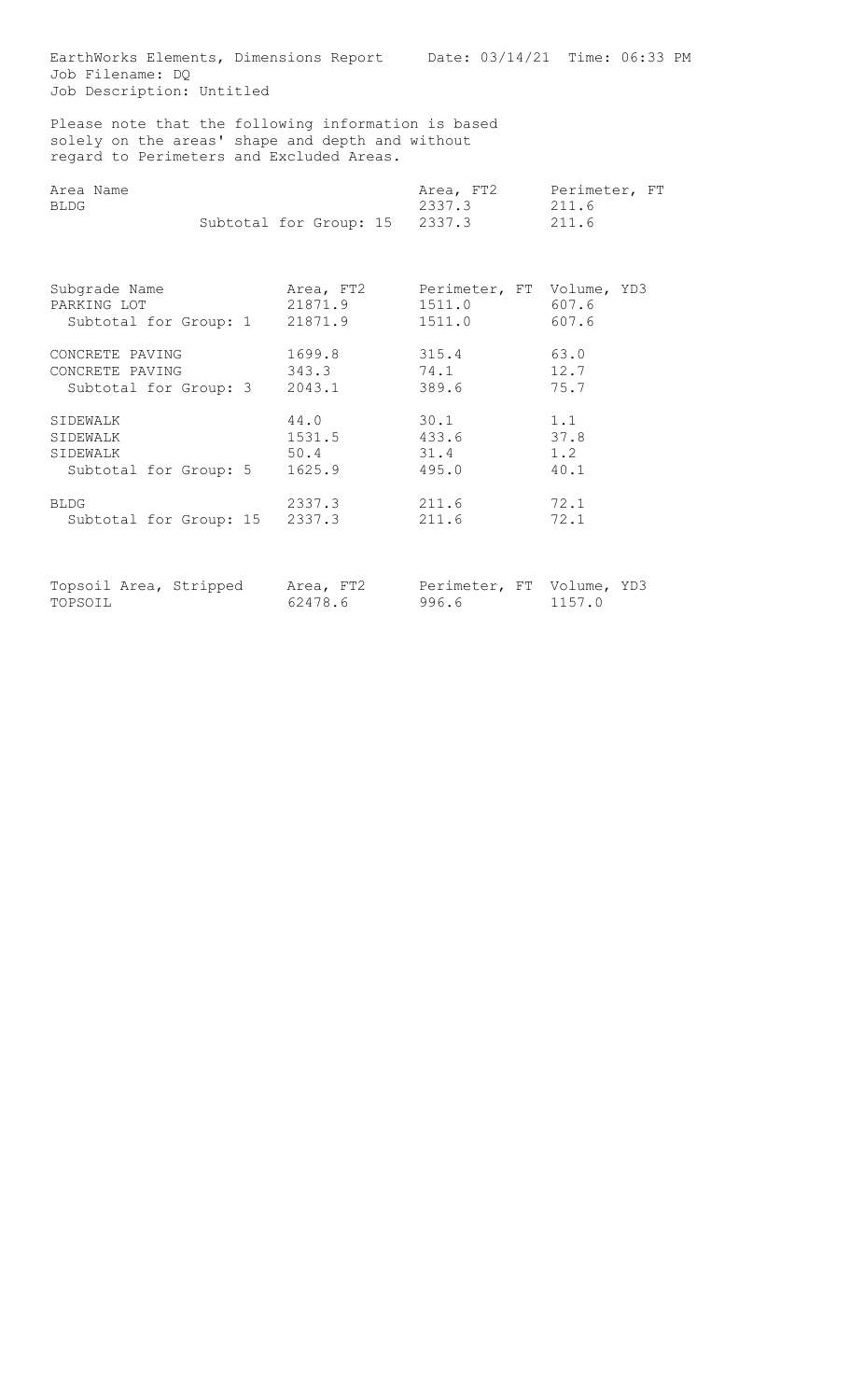EarthWorks Elements, Dimensions Report    Date: 03/14/21  Time: 06:33 PM
Job Filename: DQ
Job Description: Untitled

Please note that the following information is based solely on the areas' shape and depth and without regard to Perimeters and Excluded Areas.

| Area Name | | Area, FT2 | Perimeter, FT |
|---|---|---|---|
| BLDG | | 2337.3 | 211.6 |
| | Subtotal for Group: 15 | 2337.3 | 211.6 |

| Subgrade Name | Area, FT2 | Perimeter, FT | Volume, YD3 |
|---|---|---|---|
| PARKING LOT | 21871.9 | 1511.0 | 607.6 |
| Subtotal for Group: 1 | 21871.9 | 1511.0 | 607.6 |
| | | | |
| CONCRETE PAVING | 1699.8 | 315.4 | 63.0 |
| CONCRETE PAVING | 343.3 | 74.1 | 12.7 |
| Subtotal for Group: 3 | 2043.1 | 389.6 | 75.7 |
| | | | |
| SIDEWALK | 44.0 | 30.1 | 1.1 |
| SIDEWALK | 1531.5 | 433.6 | 37.8 |
| SIDEWALK | 50.4 | 31.4 | 1.2 |
| Subtotal for Group: 5 | 1625.9 | 495.0 | 40.1 |
| | | | |
| BLDG | 2337.3 | 211.6 | 72.1 |
| Subtotal for Group: 15 | 2337.3 | 211.6 | 72.1 |

| Topsoil Area, Stripped | Area, FT2 | Perimeter, FT | Volume, YD3 |
|---|---|---|---|
| TOPSOIL | 62478.6 | 996.6 | 1157.0 |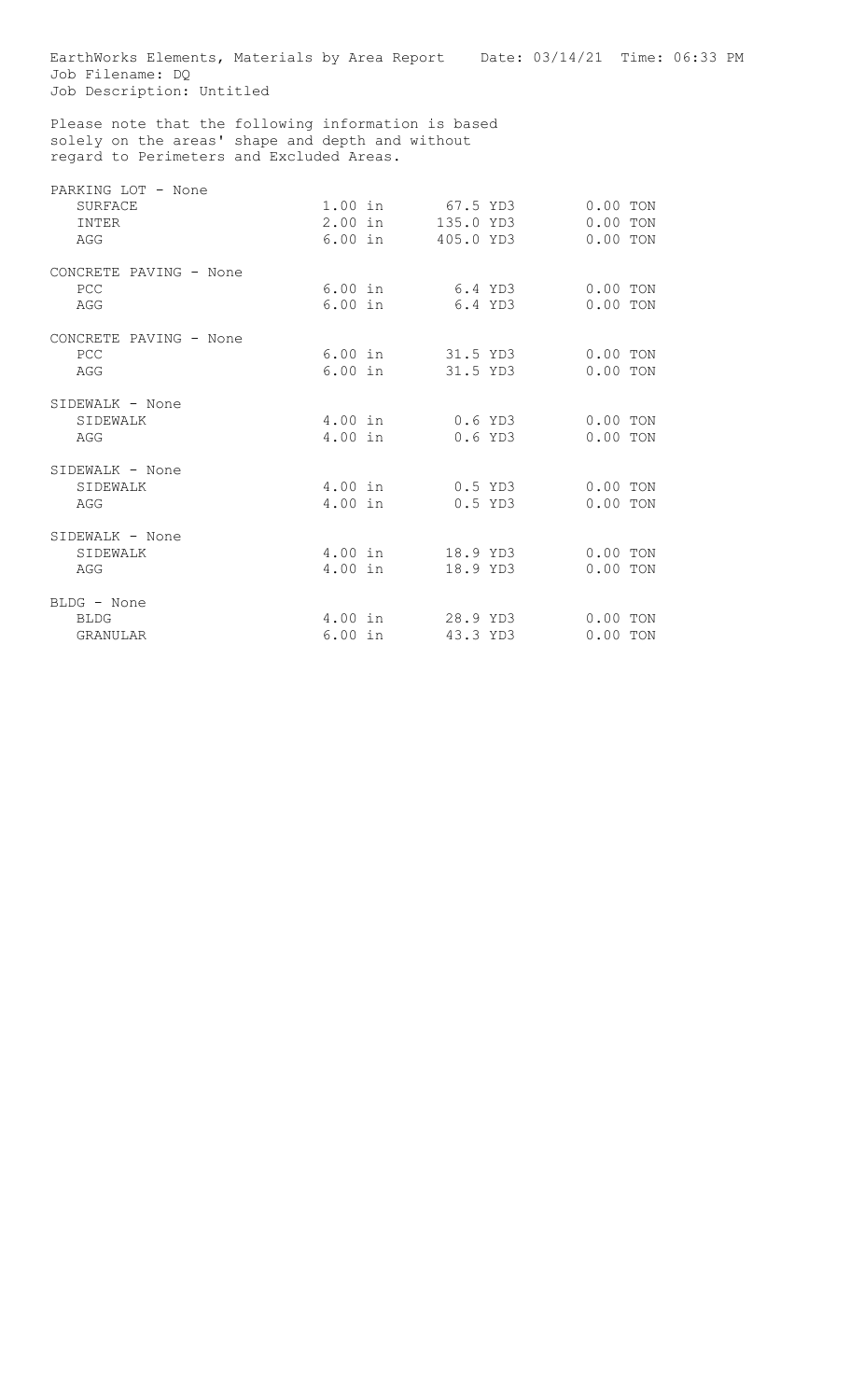EarthWorks Elements, Materials by Area Report    Date: 03/14/21  Time: 06:33 PM
Job Filename: DQ
Job Description: Untitled

Please note that the following information is based solely on the areas' shape and depth and without regard to Perimeters and Excluded Areas.

| Area / Material | Depth | Volume | Weight |
|---|---|---|---|
| **PARKING LOT - None** | | | |
| SURFACE | 1.00 in | 67.5 YD3 | 0.00 TON |
| INTER | 2.00 in | 135.0 YD3 | 0.00 TON |
| AGG | 6.00 in | 405.0 YD3 | 0.00 TON |
| **CONCRETE PAVING - None** | | | |
| PCC | 6.00 in | 6.4 YD3 | 0.00 TON |
| AGG | 6.00 in | 6.4 YD3 | 0.00 TON |
| **CONCRETE PAVING - None** | | | |
| PCC | 6.00 in | 31.5 YD3 | 0.00 TON |
| AGG | 6.00 in | 31.5 YD3 | 0.00 TON |
| **SIDEWALK - None** | | | |
| SIDEWALK | 4.00 in | 0.6 YD3 | 0.00 TON |
| AGG | 4.00 in | 0.6 YD3 | 0.00 TON |
| **SIDEWALK - None** | | | |
| SIDEWALK | 4.00 in | 0.5 YD3 | 0.00 TON |
| AGG | 4.00 in | 0.5 YD3 | 0.00 TON |
| **SIDEWALK - None** | | | |
| SIDEWALK | 4.00 in | 18.9 YD3 | 0.00 TON |
| AGG | 4.00 in | 18.9 YD3 | 0.00 TON |
| **BLDG - None** | | | |
| BLDG | 4.00 in | 28.9 YD3 | 0.00 TON |
| GRANULAR | 6.00 in | 43.3 YD3 | 0.00 TON |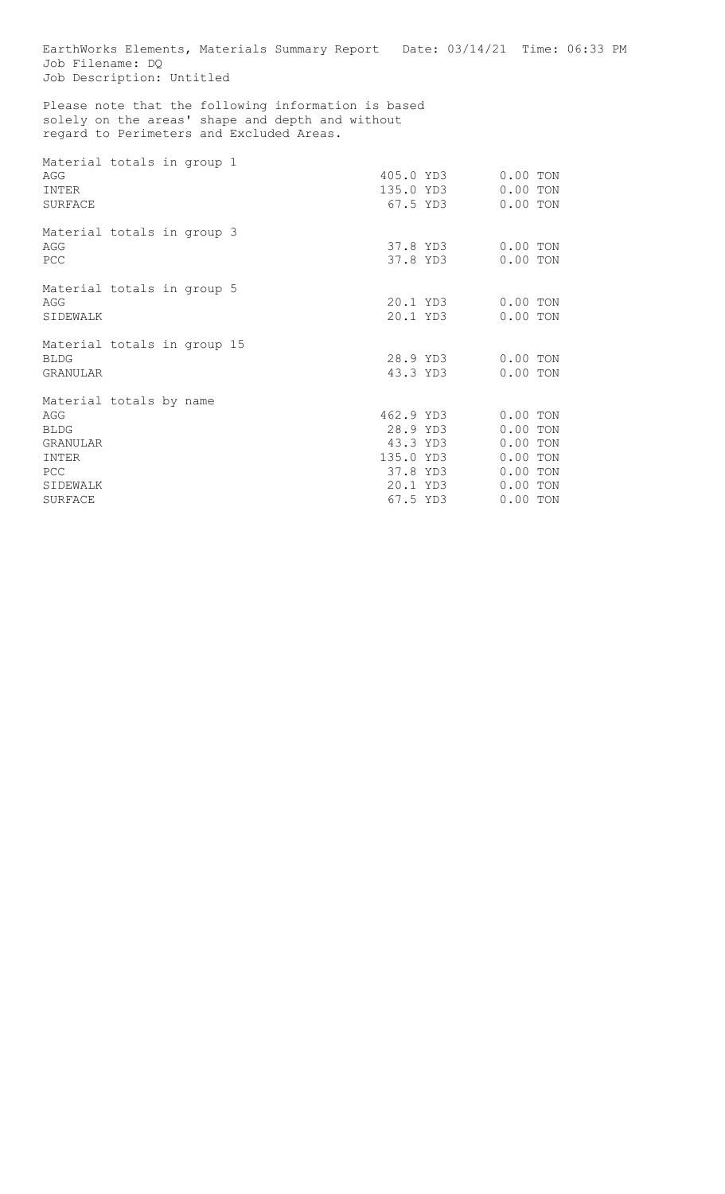EarthWorks Elements, Materials Summary Report Date: 03/14/21 Time: 06:33 PM
Job Filename: DQ
Job Description: Untitled

Please note that the following information is based solely on the areas' shape and depth and without regard to Perimeters and Excluded Areas.

Material totals in group 1

| | | |
|---|---|---|
| AGG | 405.0 YD3 | 0.00 TON |
| INTER | 135.0 YD3 | 0.00 TON |
| SURFACE | 67.5 YD3 | 0.00 TON |

Material totals in group 3

| | | |
|---|---|---|
| AGG | 37.8 YD3 | 0.00 TON |
| PCC | 37.8 YD3 | 0.00 TON |

Material totals in group 5

| | | |
|---|---|---|
| AGG | 20.1 YD3 | 0.00 TON |
| SIDEWALK | 20.1 YD3 | 0.00 TON |

Material totals in group 15

| | | |
|---|---|---|
| BLDG | 28.9 YD3 | 0.00 TON |
| GRANULAR | 43.3 YD3 | 0.00 TON |

Material totals by name

| | | |
|---|---|---|
| AGG | 462.9 YD3 | 0.00 TON |
| BLDG | 28.9 YD3 | 0.00 TON |
| GRANULAR | 43.3 YD3 | 0.00 TON |
| INTER | 135.0 YD3 | 0.00 TON |
| PCC | 37.8 YD3 | 0.00 TON |
| SIDEWALK | 20.1 YD3 | 0.00 TON |
| SURFACE | 67.5 YD3 | 0.00 TON |